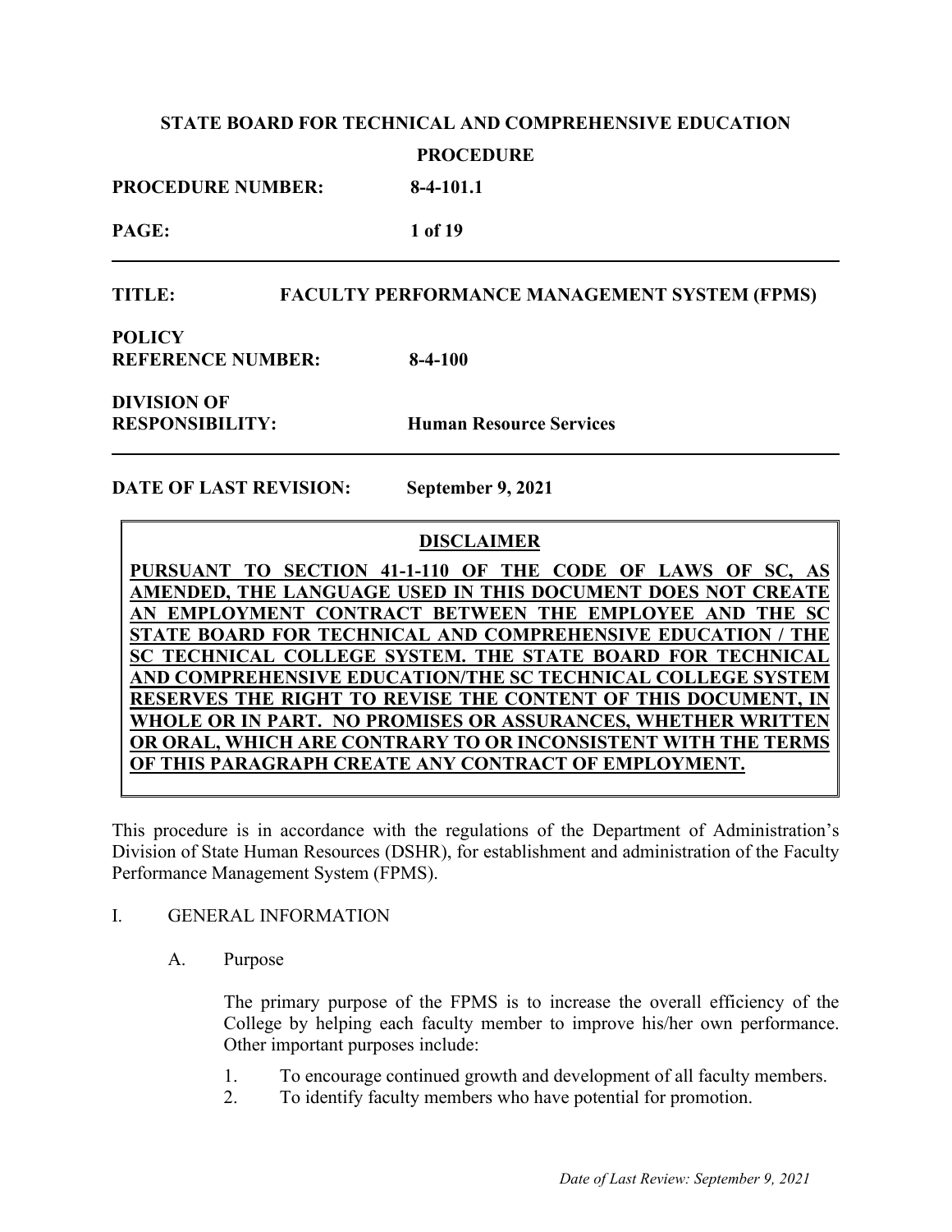**STATE BOARD FOR TECHNICAL AND COMPREHENSIVE EDUCATION**

**PROCEDURE**

**PROCEDURE NUMBER:** 8-4-101.1

**PAGE:** 1 of 19

---

**TITLE:** FACULTY PERFORMANCE MANAGEMENT SYSTEM (FPMS)

**POLICY REFERENCE NUMBER:** 8-4-100

**DIVISION OF RESPONSIBILITY:** Human Resource Services

---

**DATE OF LAST REVISION:** September 9, 2021

> **DISCLAIMER**
>
> **PURSUANT TO SECTION 41-1-110 OF THE CODE OF LAWS OF SC, AS AMENDED, THE LANGUAGE USED IN THIS DOCUMENT DOES NOT CREATE AN EMPLOYMENT CONTRACT BETWEEN THE EMPLOYEE AND THE SC STATE BOARD FOR TECHNICAL AND COMPREHENSIVE EDUCATION / THE SC TECHNICAL COLLEGE SYSTEM. THE STATE BOARD FOR TECHNICAL AND COMPREHENSIVE EDUCATION/THE SC TECHNICAL COLLEGE SYSTEM RESERVES THE RIGHT TO REVISE THE CONTENT OF THIS DOCUMENT, IN WHOLE OR IN PART. NO PROMISES OR ASSURANCES, WHETHER WRITTEN OR ORAL, WHICH ARE CONTRARY TO OR INCONSISTENT WITH THE TERMS OF THIS PARAGRAPH CREATE ANY CONTRACT OF EMPLOYMENT.**

This procedure is in accordance with the regulations of the Department of Administration's Division of State Human Resources (DSHR), for establishment and administration of the Faculty Performance Management System (FPMS).

I. GENERAL INFORMATION

A. Purpose

The primary purpose of the FPMS is to increase the overall efficiency of the College by helping each faculty member to improve his/her own performance. Other important purposes include:

1. To encourage continued growth and development of all faculty members.
2. To identify faculty members who have potential for promotion.

*Date of Last Review: September 9, 2021*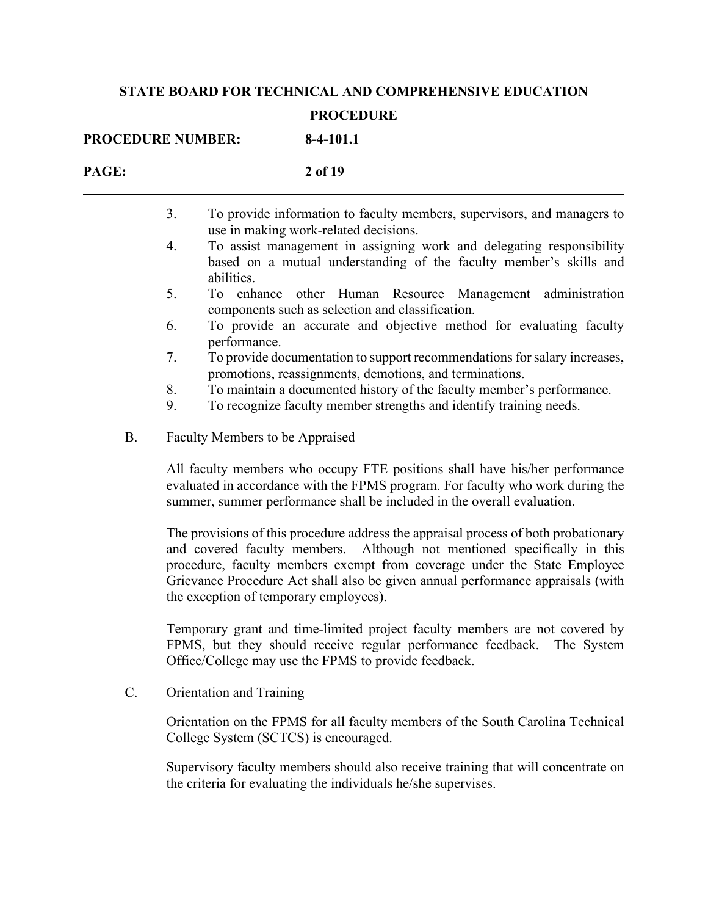3. To provide information to faculty members, supervisors, and managers to use in making work-related decisions.
4. To assist management in assigning work and delegating responsibility based on a mutual understanding of the faculty member's skills and abilities.
5. To enhance other Human Resource Management administration components such as selection and classification.
6. To provide an accurate and objective method for evaluating faculty performance.
7. To provide documentation to support recommendations for salary increases, promotions, reassignments, demotions, and terminations.
8. To maintain a documented history of the faculty member's performance.
9. To recognize faculty member strengths and identify training needs.

B. Faculty Members to be Appraised

All faculty members who occupy FTE positions shall have his/her performance evaluated in accordance with the FPMS program. For faculty who work during the summer, summer performance shall be included in the overall evaluation.

The provisions of this procedure address the appraisal process of both probationary and covered faculty members. Although not mentioned specifically in this procedure, faculty members exempt from coverage under the State Employee Grievance Procedure Act shall also be given annual performance appraisals (with the exception of temporary employees).

Temporary grant and time-limited project faculty members are not covered by FPMS, but they should receive regular performance feedback. The System Office/College may use the FPMS to provide feedback.

C. Orientation and Training

Orientation on the FPMS for all faculty members of the South Carolina Technical College System (SCTCS) is encouraged.

Supervisory faculty members should also receive training that will concentrate on the criteria for evaluating the individuals he/she supervises.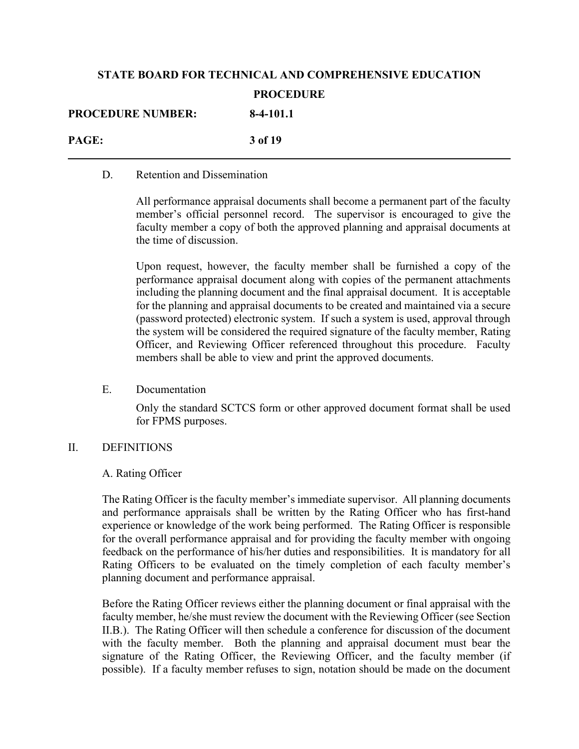D. Retention and Dissemination

All performance appraisal documents shall become a permanent part of the faculty member's official personnel record. The supervisor is encouraged to give the faculty member a copy of both the approved planning and appraisal documents at the time of discussion.

Upon request, however, the faculty member shall be furnished a copy of the performance appraisal document along with copies of the permanent attachments including the planning document and the final appraisal document. It is acceptable for the planning and appraisal documents to be created and maintained via a secure (password protected) electronic system. If such a system is used, approval through the system will be considered the required signature of the faculty member, Rating Officer, and Reviewing Officer referenced throughout this procedure. Faculty members shall be able to view and print the approved documents.

E. Documentation

Only the standard SCTCS form or other approved document format shall be used for FPMS purposes.

## II. DEFINITIONS

A. Rating Officer

The Rating Officer is the faculty member's immediate supervisor. All planning documents and performance appraisals shall be written by the Rating Officer who has first-hand experience or knowledge of the work being performed. The Rating Officer is responsible for the overall performance appraisal and for providing the faculty member with ongoing feedback on the performance of his/her duties and responsibilities. It is mandatory for all Rating Officers to be evaluated on the timely completion of each faculty member's planning document and performance appraisal.

Before the Rating Officer reviews either the planning document or final appraisal with the faculty member, he/she must review the document with the Reviewing Officer (see Section II.B.). The Rating Officer will then schedule a conference for discussion of the document with the faculty member. Both the planning and appraisal document must bear the signature of the Rating Officer, the Reviewing Officer, and the faculty member (if possible). If a faculty member refuses to sign, notation should be made on the document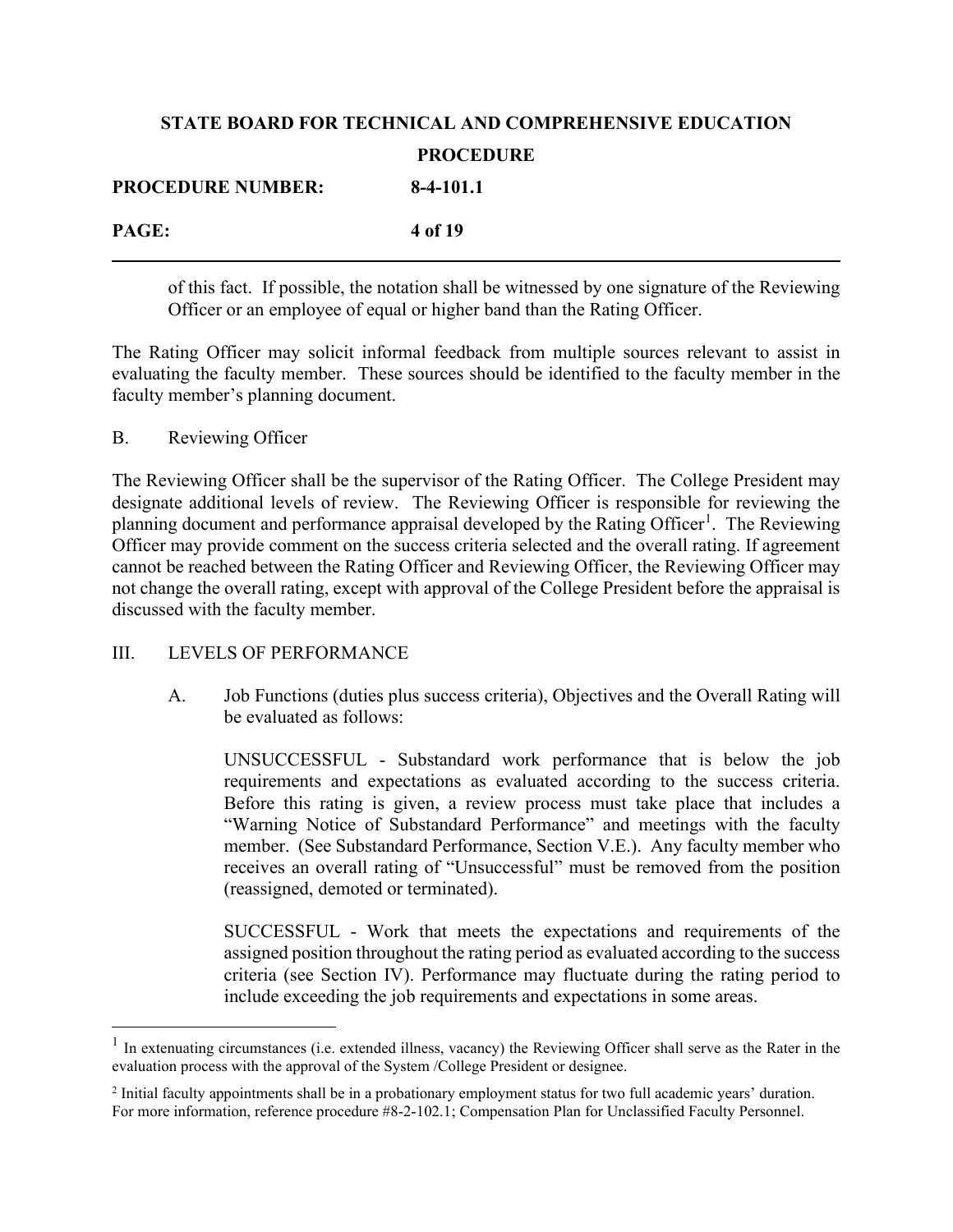of this fact. If possible, the notation shall be witnessed by one signature of the Reviewing Officer or an employee of equal or higher band than the Rating Officer.

The Rating Officer may solicit informal feedback from multiple sources relevant to assist in evaluating the faculty member. These sources should be identified to the faculty member in the faculty member's planning document.

B. Reviewing Officer

The Reviewing Officer shall be the supervisor of the Rating Officer. The College President may designate additional levels of review. The Reviewing Officer is responsible for reviewing the planning document and performance appraisal developed by the Rating Officer[1]. The Reviewing Officer may provide comment on the success criteria selected and the overall rating. If agreement cannot be reached between the Rating Officer and Reviewing Officer, the Reviewing Officer may not change the overall rating, except with approval of the College President before the appraisal is discussed with the faculty member.

III. LEVELS OF PERFORMANCE

A. Job Functions (duties plus success criteria), Objectives and the Overall Rating will be evaluated as follows:

UNSUCCESSFUL - Substandard work performance that is below the job requirements and expectations as evaluated according to the success criteria. Before this rating is given, a review process must take place that includes a "Warning Notice of Substandard Performance" and meetings with the faculty member. (See Substandard Performance, Section V.E.). Any faculty member who receives an overall rating of "Unsuccessful" must be removed from the position (reassigned, demoted or terminated).

SUCCESSFUL - Work that meets the expectations and requirements of the assigned position throughout the rating period as evaluated according to the success criteria (see Section IV). Performance may fluctuate during the rating period to include exceeding the job requirements and expectations in some areas.

---

[1] In extenuating circumstances (i.e. extended illness, vacancy) the Reviewing Officer shall serve as the Rater in the evaluation process with the approval of the System /College President or designee.

[2] Initial faculty appointments shall be in a probationary employment status for two full academic years' duration. For more information, reference procedure #8-2-102.1; Compensation Plan for Unclassified Faculty Personnel.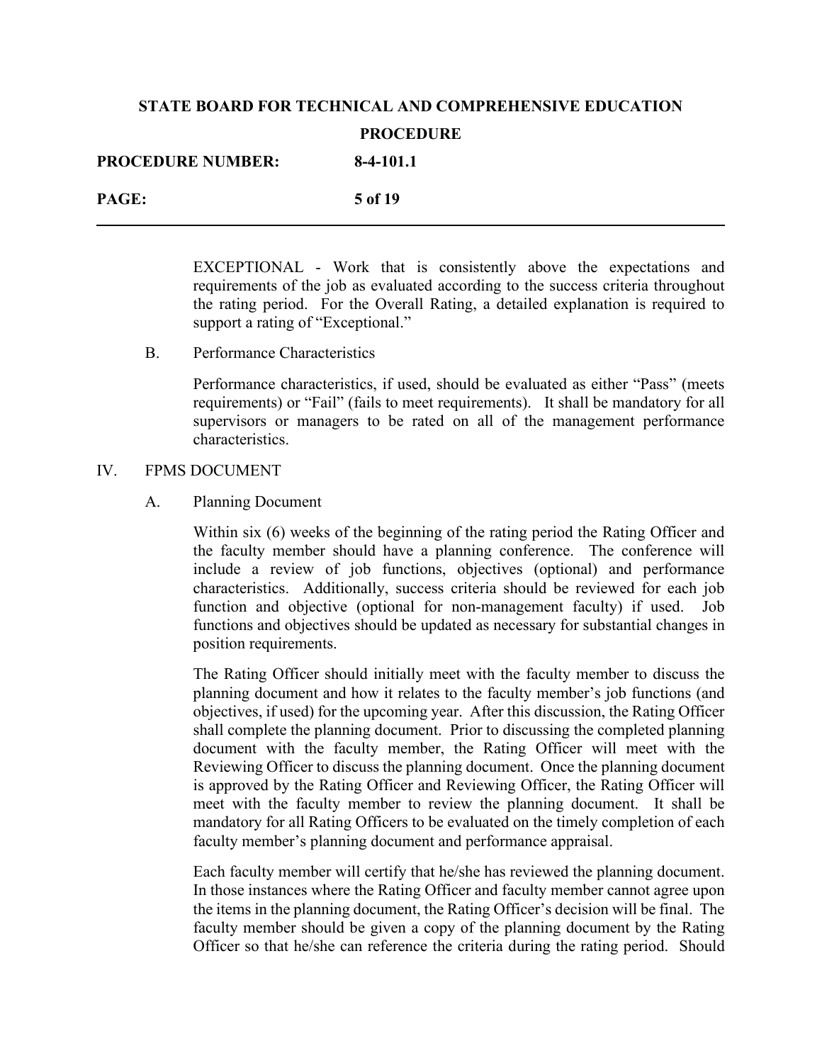EXCEPTIONAL - Work that is consistently above the expectations and requirements of the job as evaluated according to the success criteria throughout the rating period. For the Overall Rating, a detailed explanation is required to support a rating of "Exceptional."

B. Performance Characteristics

Performance characteristics, if used, should be evaluated as either "Pass" (meets requirements) or "Fail" (fails to meet requirements). It shall be mandatory for all supervisors or managers to be rated on all of the management performance characteristics.

## IV. FPMS DOCUMENT

### A. Planning Document

Within six (6) weeks of the beginning of the rating period the Rating Officer and the faculty member should have a planning conference. The conference will include a review of job functions, objectives (optional) and performance characteristics. Additionally, success criteria should be reviewed for each job function and objective (optional for non-management faculty) if used. Job functions and objectives should be updated as necessary for substantial changes in position requirements.

The Rating Officer should initially meet with the faculty member to discuss the planning document and how it relates to the faculty member's job functions (and objectives, if used) for the upcoming year. After this discussion, the Rating Officer shall complete the planning document. Prior to discussing the completed planning document with the faculty member, the Rating Officer will meet with the Reviewing Officer to discuss the planning document. Once the planning document is approved by the Rating Officer and Reviewing Officer, the Rating Officer will meet with the faculty member to review the planning document. It shall be mandatory for all Rating Officers to be evaluated on the timely completion of each faculty member's planning document and performance appraisal.

Each faculty member will certify that he/she has reviewed the planning document. In those instances where the Rating Officer and faculty member cannot agree upon the items in the planning document, the Rating Officer's decision will be final. The faculty member should be given a copy of the planning document by the Rating Officer so that he/she can reference the criteria during the rating period. Should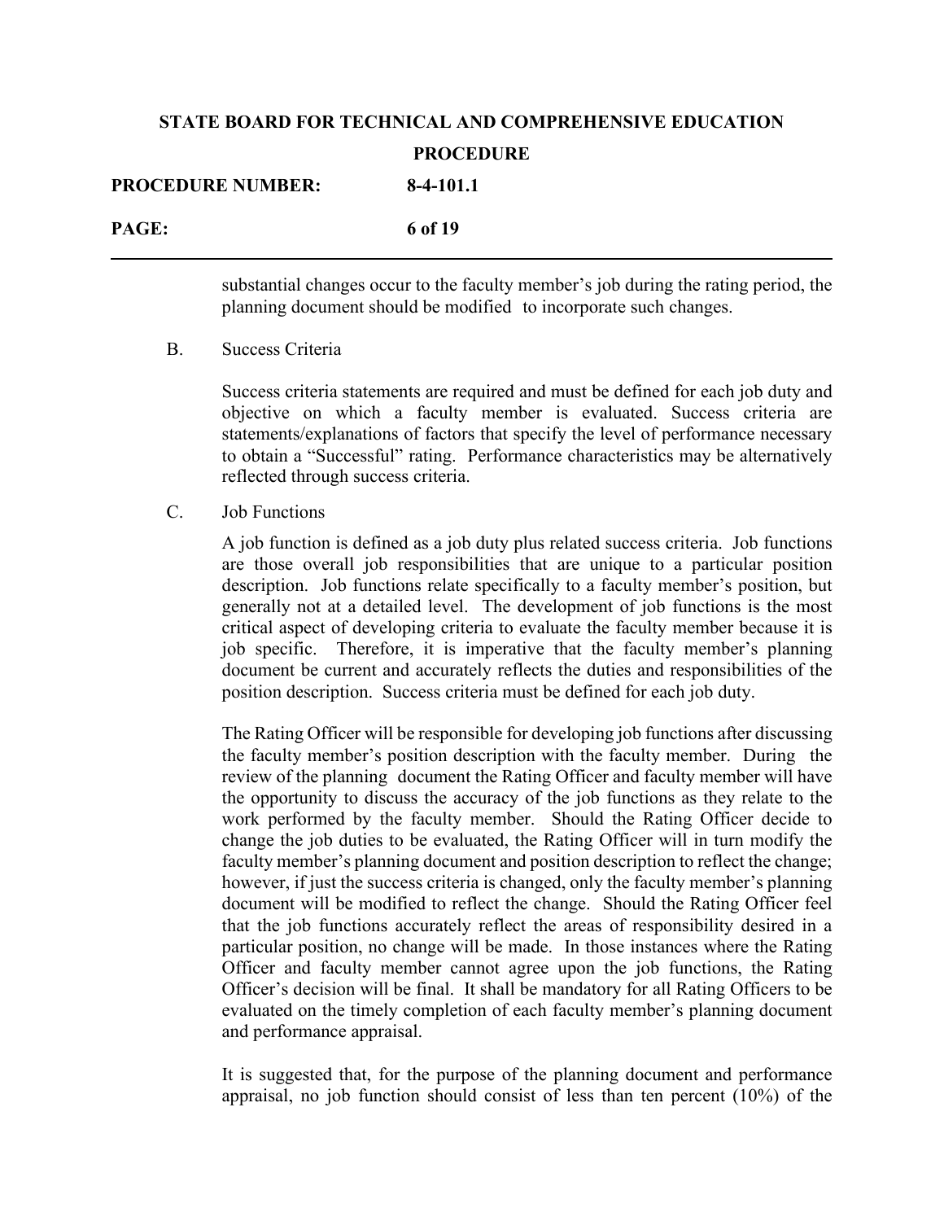substantial changes occur to the faculty member's job during the rating period, the planning document should be modified to incorporate such changes.

B. Success Criteria

Success criteria statements are required and must be defined for each job duty and objective on which a faculty member is evaluated. Success criteria are statements/explanations of factors that specify the level of performance necessary to obtain a "Successful" rating. Performance characteristics may be alternatively reflected through success criteria.

C. Job Functions

A job function is defined as a job duty plus related success criteria. Job functions are those overall job responsibilities that are unique to a particular position description. Job functions relate specifically to a faculty member's position, but generally not at a detailed level. The development of job functions is the most critical aspect of developing criteria to evaluate the faculty member because it is job specific. Therefore, it is imperative that the faculty member's planning document be current and accurately reflects the duties and responsibilities of the position description. Success criteria must be defined for each job duty.

The Rating Officer will be responsible for developing job functions after discussing the faculty member's position description with the faculty member. During the review of the planning document the Rating Officer and faculty member will have the opportunity to discuss the accuracy of the job functions as they relate to the work performed by the faculty member. Should the Rating Officer decide to change the job duties to be evaluated, the Rating Officer will in turn modify the faculty member's planning document and position description to reflect the change; however, if just the success criteria is changed, only the faculty member's planning document will be modified to reflect the change. Should the Rating Officer feel that the job functions accurately reflect the areas of responsibility desired in a particular position, no change will be made. In those instances where the Rating Officer and faculty member cannot agree upon the job functions, the Rating Officer's decision will be final. It shall be mandatory for all Rating Officers to be evaluated on the timely completion of each faculty member's planning document and performance appraisal.

It is suggested that, for the purpose of the planning document and performance appraisal, no job function should consist of less than ten percent (10%) of the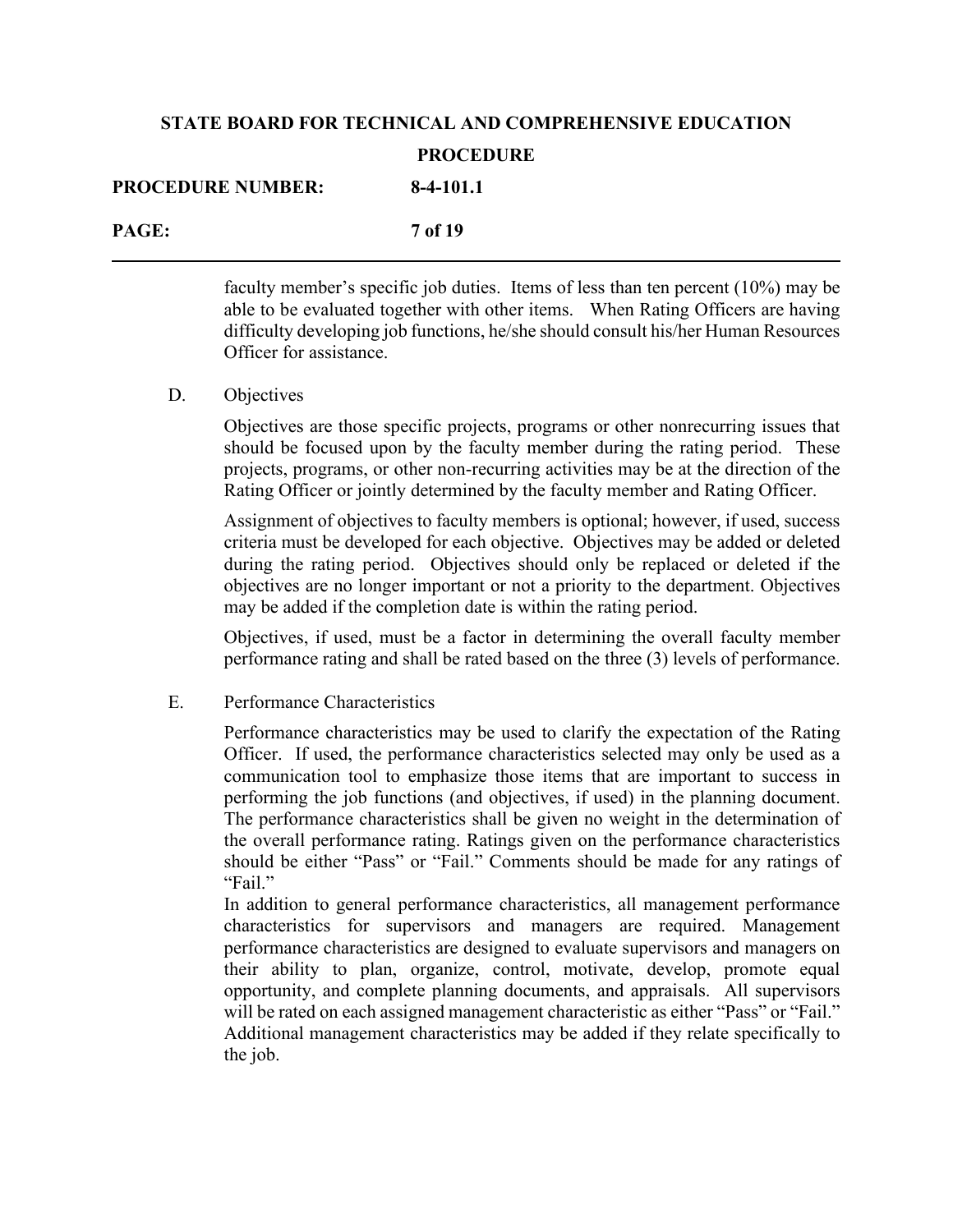faculty member's specific job duties. Items of less than ten percent (10%) may be able to be evaluated together with other items. When Rating Officers are having difficulty developing job functions, he/she should consult his/her Human Resources Officer for assistance.

D. Objectives

Objectives are those specific projects, programs or other nonrecurring issues that should be focused upon by the faculty member during the rating period. These projects, programs, or other non-recurring activities may be at the direction of the Rating Officer or jointly determined by the faculty member and Rating Officer.

Assignment of objectives to faculty members is optional; however, if used, success criteria must be developed for each objective. Objectives may be added or deleted during the rating period. Objectives should only be replaced or deleted if the objectives are no longer important or not a priority to the department. Objectives may be added if the completion date is within the rating period.

Objectives, if used, must be a factor in determining the overall faculty member performance rating and shall be rated based on the three (3) levels of performance.

E. Performance Characteristics

Performance characteristics may be used to clarify the expectation of the Rating Officer. If used, the performance characteristics selected may only be used as a communication tool to emphasize those items that are important to success in performing the job functions (and objectives, if used) in the planning document. The performance characteristics shall be given no weight in the determination of the overall performance rating. Ratings given on the performance characteristics should be either "Pass" or "Fail." Comments should be made for any ratings of "Fail."

In addition to general performance characteristics, all management performance characteristics for supervisors and managers are required. Management performance characteristics are designed to evaluate supervisors and managers on their ability to plan, organize, control, motivate, develop, promote equal opportunity, and complete planning documents, and appraisals. All supervisors will be rated on each assigned management characteristic as either "Pass" or "Fail." Additional management characteristics may be added if they relate specifically to the job.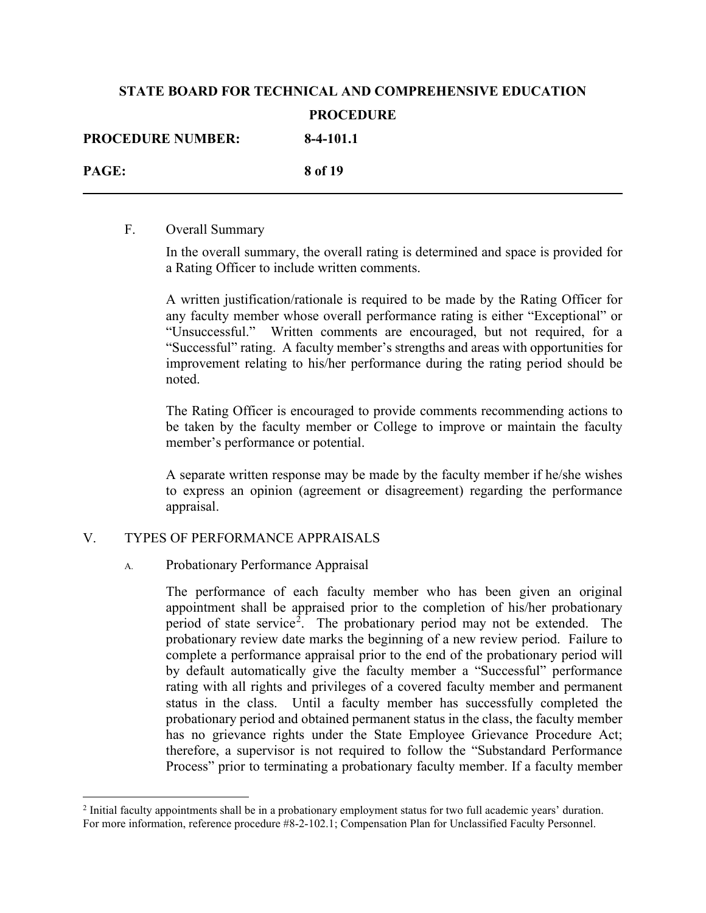F. Overall Summary

In the overall summary, the overall rating is determined and space is provided for a Rating Officer to include written comments.

A written justification/rationale is required to be made by the Rating Officer for any faculty member whose overall performance rating is either "Exceptional" or "Unsuccessful." Written comments are encouraged, but not required, for a "Successful" rating. A faculty member's strengths and areas with opportunities for improvement relating to his/her performance during the rating period should be noted.

The Rating Officer is encouraged to provide comments recommending actions to be taken by the faculty member or College to improve or maintain the faculty member's performance or potential.

A separate written response may be made by the faculty member if he/she wishes to express an opinion (agreement or disagreement) regarding the performance appraisal.

## V. TYPES OF PERFORMANCE APPRAISALS

A. Probationary Performance Appraisal

The performance of each faculty member who has been given an original appointment shall be appraised prior to the completion of his/her probationary period of state service[2]. The probationary period may not be extended. The probationary review date marks the beginning of a new review period. Failure to complete a performance appraisal prior to the end of the probationary period will by default automatically give the faculty member a "Successful" performance rating with all rights and privileges of a covered faculty member and permanent status in the class. Until a faculty member has successfully completed the probationary period and obtained permanent status in the class, the faculty member has no grievance rights under the State Employee Grievance Procedure Act; therefore, a supervisor is not required to follow the "Substandard Performance Process" prior to terminating a probationary faculty member. If a faculty member

[2] Initial faculty appointments shall be in a probationary employment status for two full academic years' duration. For more information, reference procedure #8-2-102.1; Compensation Plan for Unclassified Faculty Personnel.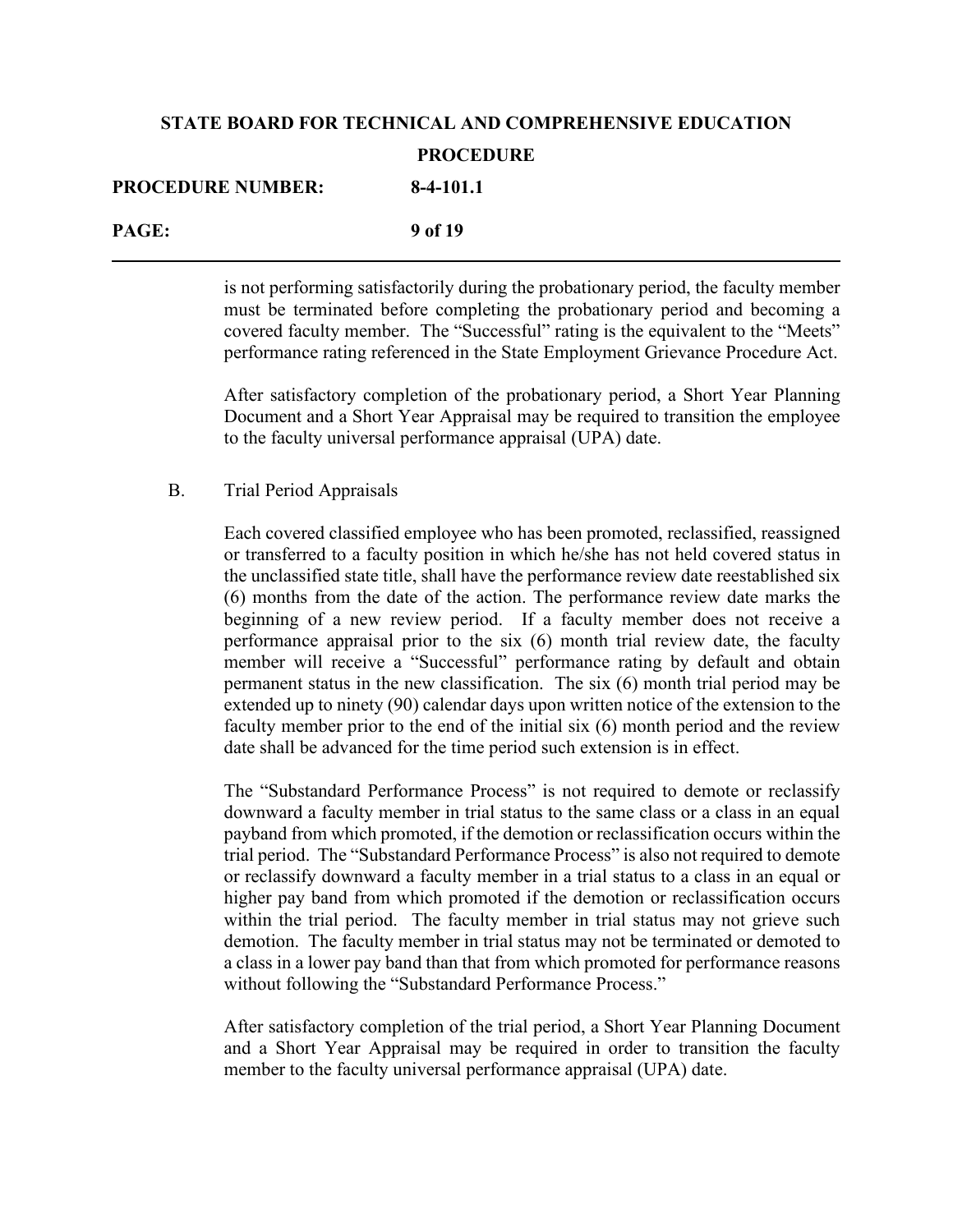is not performing satisfactorily during the probationary period, the faculty member must be terminated before completing the probationary period and becoming a covered faculty member. The "Successful" rating is the equivalent to the "Meets" performance rating referenced in the State Employment Grievance Procedure Act.

After satisfactory completion of the probationary period, a Short Year Planning Document and a Short Year Appraisal may be required to transition the employee to the faculty universal performance appraisal (UPA) date.

B. Trial Period Appraisals

Each covered classified employee who has been promoted, reclassified, reassigned or transferred to a faculty position in which he/she has not held covered status in the unclassified state title, shall have the performance review date reestablished six (6) months from the date of the action. The performance review date marks the beginning of a new review period. If a faculty member does not receive a performance appraisal prior to the six (6) month trial review date, the faculty member will receive a "Successful" performance rating by default and obtain permanent status in the new classification. The six (6) month trial period may be extended up to ninety (90) calendar days upon written notice of the extension to the faculty member prior to the end of the initial six (6) month period and the review date shall be advanced for the time period such extension is in effect.

The "Substandard Performance Process" is not required to demote or reclassify downward a faculty member in trial status to the same class or a class in an equal payband from which promoted, if the demotion or reclassification occurs within the trial period. The "Substandard Performance Process" is also not required to demote or reclassify downward a faculty member in a trial status to a class in an equal or higher pay band from which promoted if the demotion or reclassification occurs within the trial period. The faculty member in trial status may not grieve such demotion. The faculty member in trial status may not be terminated or demoted to a class in a lower pay band than that from which promoted for performance reasons without following the "Substandard Performance Process."

After satisfactory completion of the trial period, a Short Year Planning Document and a Short Year Appraisal may be required in order to transition the faculty member to the faculty universal performance appraisal (UPA) date.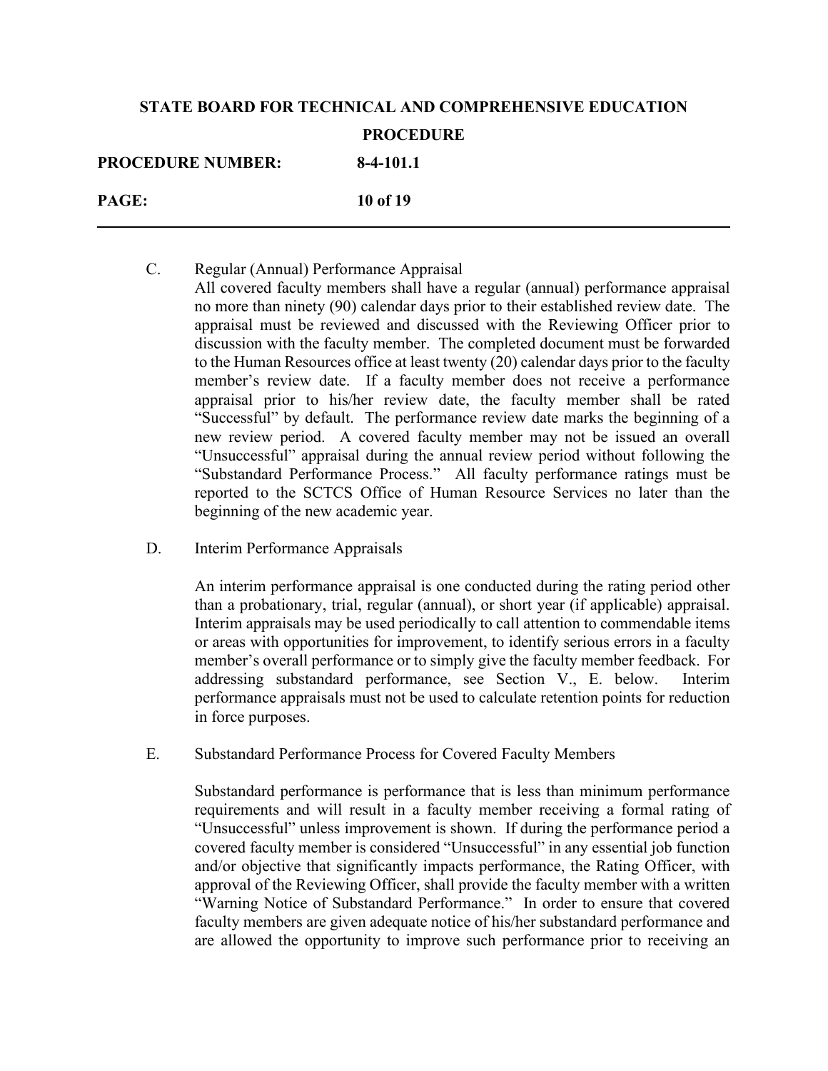C. Regular (Annual) Performance Appraisal

All covered faculty members shall have a regular (annual) performance appraisal no more than ninety (90) calendar days prior to their established review date. The appraisal must be reviewed and discussed with the Reviewing Officer prior to discussion with the faculty member. The completed document must be forwarded to the Human Resources office at least twenty (20) calendar days prior to the faculty member's review date. If a faculty member does not receive a performance appraisal prior to his/her review date, the faculty member shall be rated "Successful" by default. The performance review date marks the beginning of a new review period. A covered faculty member may not be issued an overall "Unsuccessful" appraisal during the annual review period without following the "Substandard Performance Process." All faculty performance ratings must be reported to the SCTCS Office of Human Resource Services no later than the beginning of the new academic year.

D. Interim Performance Appraisals

An interim performance appraisal is one conducted during the rating period other than a probationary, trial, regular (annual), or short year (if applicable) appraisal. Interim appraisals may be used periodically to call attention to commendable items or areas with opportunities for improvement, to identify serious errors in a faculty member's overall performance or to simply give the faculty member feedback. For addressing substandard performance, see Section V., E. below. Interim performance appraisals must not be used to calculate retention points for reduction in force purposes.

E. Substandard Performance Process for Covered Faculty Members

Substandard performance is performance that is less than minimum performance requirements and will result in a faculty member receiving a formal rating of "Unsuccessful" unless improvement is shown. If during the performance period a covered faculty member is considered "Unsuccessful" in any essential job function and/or objective that significantly impacts performance, the Rating Officer, with approval of the Reviewing Officer, shall provide the faculty member with a written "Warning Notice of Substandard Performance." In order to ensure that covered faculty members are given adequate notice of his/her substandard performance and are allowed the opportunity to improve such performance prior to receiving an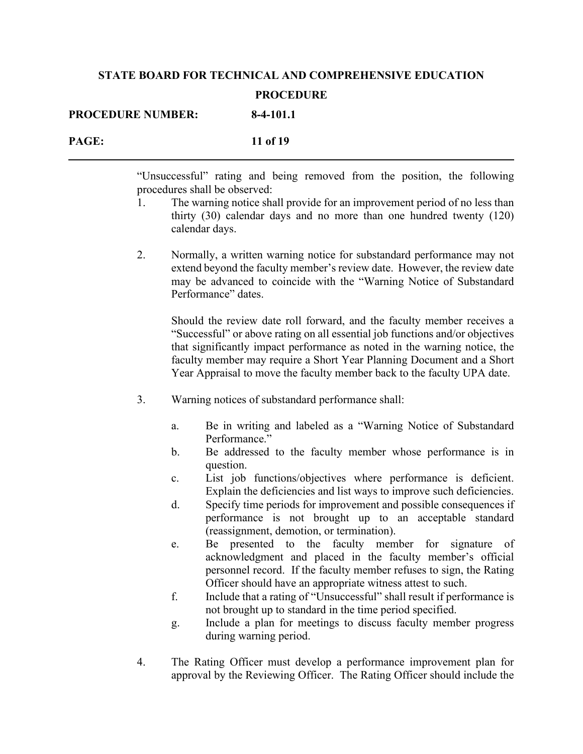"Unsuccessful" rating and being removed from the position, the following procedures shall be observed:

1. The warning notice shall provide for an improvement period of no less than thirty (30) calendar days and no more than one hundred twenty (120) calendar days.

2. Normally, a written warning notice for substandard performance may not extend beyond the faculty member's review date. However, the review date may be advanced to coincide with the "Warning Notice of Substandard Performance" dates.

   Should the review date roll forward, and the faculty member receives a "Successful" or above rating on all essential job functions and/or objectives that significantly impact performance as noted in the warning notice, the faculty member may require a Short Year Planning Document and a Short Year Appraisal to move the faculty member back to the faculty UPA date.

3. Warning notices of substandard performance shall:

   a. Be in writing and labeled as a "Warning Notice of Substandard Performance."
   b. Be addressed to the faculty member whose performance is in question.
   c. List job functions/objectives where performance is deficient. Explain the deficiencies and list ways to improve such deficiencies.
   d. Specify time periods for improvement and possible consequences if performance is not brought up to an acceptable standard (reassignment, demotion, or termination).
   e. Be presented to the faculty member for signature of acknowledgment and placed in the faculty member's official personnel record. If the faculty member refuses to sign, the Rating Officer should have an appropriate witness attest to such.
   f. Include that a rating of "Unsuccessful" shall result if performance is not brought up to standard in the time period specified.
   g. Include a plan for meetings to discuss faculty member progress during warning period.

4. The Rating Officer must develop a performance improvement plan for approval by the Reviewing Officer. The Rating Officer should include the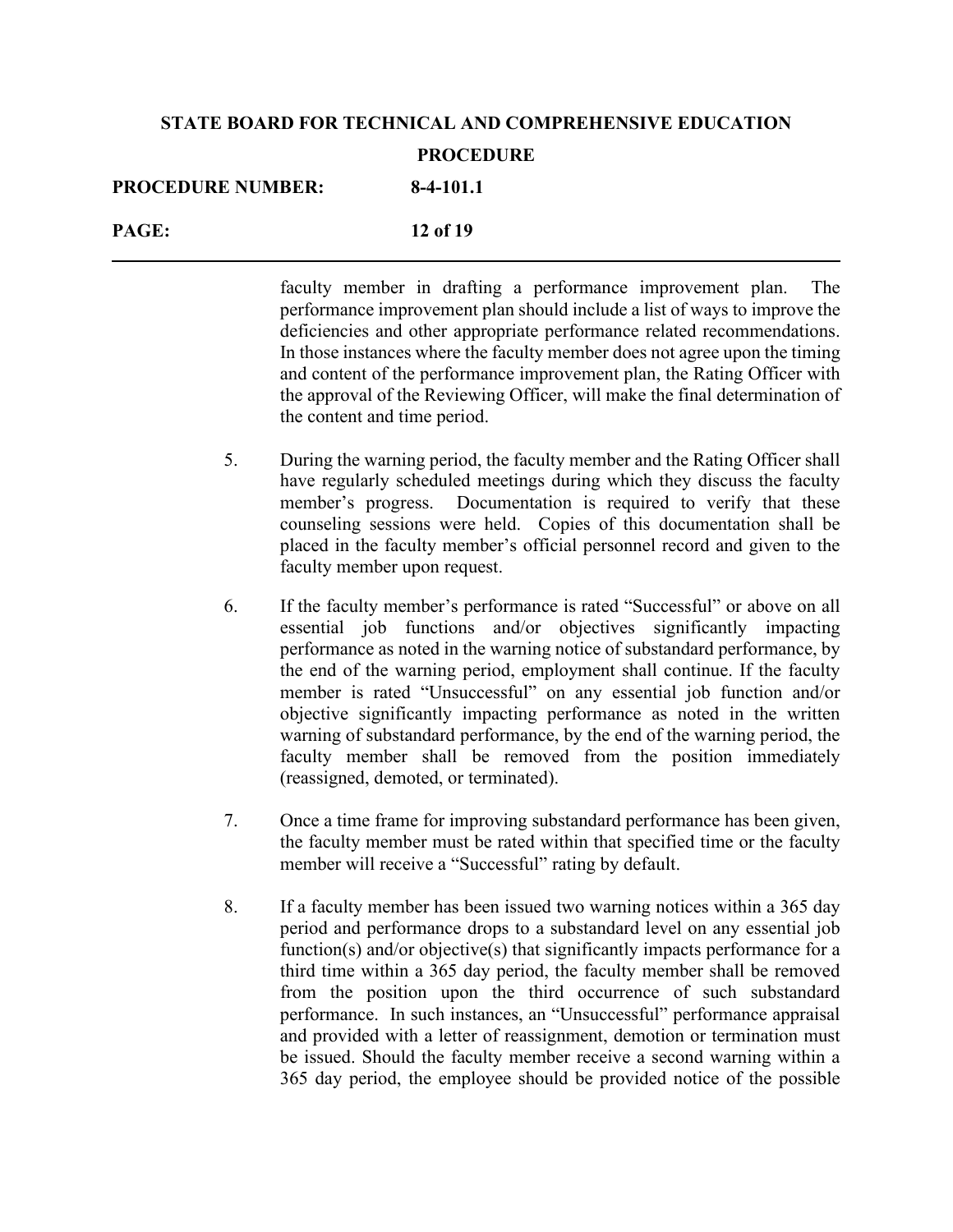faculty member in drafting a performance improvement plan. The performance improvement plan should include a list of ways to improve the deficiencies and other appropriate performance related recommendations. In those instances where the faculty member does not agree upon the timing and content of the performance improvement plan, the Rating Officer with the approval of the Reviewing Officer, will make the final determination of the content and time period.

5. During the warning period, the faculty member and the Rating Officer shall have regularly scheduled meetings during which they discuss the faculty member's progress. Documentation is required to verify that these counseling sessions were held. Copies of this documentation shall be placed in the faculty member's official personnel record and given to the faculty member upon request.

6. If the faculty member's performance is rated "Successful" or above on all essential job functions and/or objectives significantly impacting performance as noted in the warning notice of substandard performance, by the end of the warning period, employment shall continue. If the faculty member is rated "Unsuccessful" on any essential job function and/or objective significantly impacting performance as noted in the written warning of substandard performance, by the end of the warning period, the faculty member shall be removed from the position immediately (reassigned, demoted, or terminated).

7. Once a time frame for improving substandard performance has been given, the faculty member must be rated within that specified time or the faculty member will receive a "Successful" rating by default.

8. If a faculty member has been issued two warning notices within a 365 day period and performance drops to a substandard level on any essential job function(s) and/or objective(s) that significantly impacts performance for a third time within a 365 day period, the faculty member shall be removed from the position upon the third occurrence of such substandard performance. In such instances, an "Unsuccessful" performance appraisal and provided with a letter of reassignment, demotion or termination must be issued. Should the faculty member receive a second warning within a 365 day period, the employee should be provided notice of the possible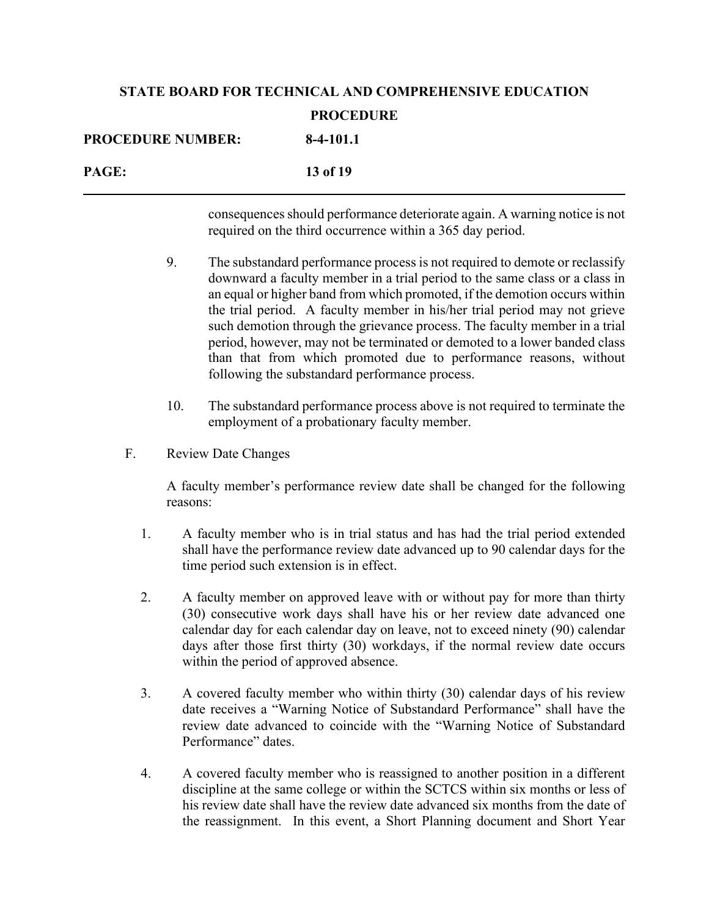consequences should performance deteriorate again. A warning notice is not required on the third occurrence within a 365 day period.

9. The substandard performance process is not required to demote or reclassify downward a faculty member in a trial period to the same class or a class in an equal or higher band from which promoted, if the demotion occurs within the trial period. A faculty member in his/her trial period may not grieve such demotion through the grievance process. The faculty member in a trial period, however, may not be terminated or demoted to a lower banded class than that from which promoted due to performance reasons, without following the substandard performance process.

10. The substandard performance process above is not required to terminate the employment of a probationary faculty member.

F. Review Date Changes

A faculty member's performance review date shall be changed for the following reasons:

1. A faculty member who is in trial status and has had the trial period extended shall have the performance review date advanced up to 90 calendar days for the time period such extension is in effect.

2. A faculty member on approved leave with or without pay for more than thirty (30) consecutive work days shall have his or her review date advanced one calendar day for each calendar day on leave, not to exceed ninety (90) calendar days after those first thirty (30) workdays, if the normal review date occurs within the period of approved absence.

3. A covered faculty member who within thirty (30) calendar days of his review date receives a "Warning Notice of Substandard Performance" shall have the review date advanced to coincide with the "Warning Notice of Substandard Performance" dates.

4. A covered faculty member who is reassigned to another position in a different discipline at the same college or within the SCTCS within six months or less of his review date shall have the review date advanced six months from the date of the reassignment. In this event, a Short Planning document and Short Year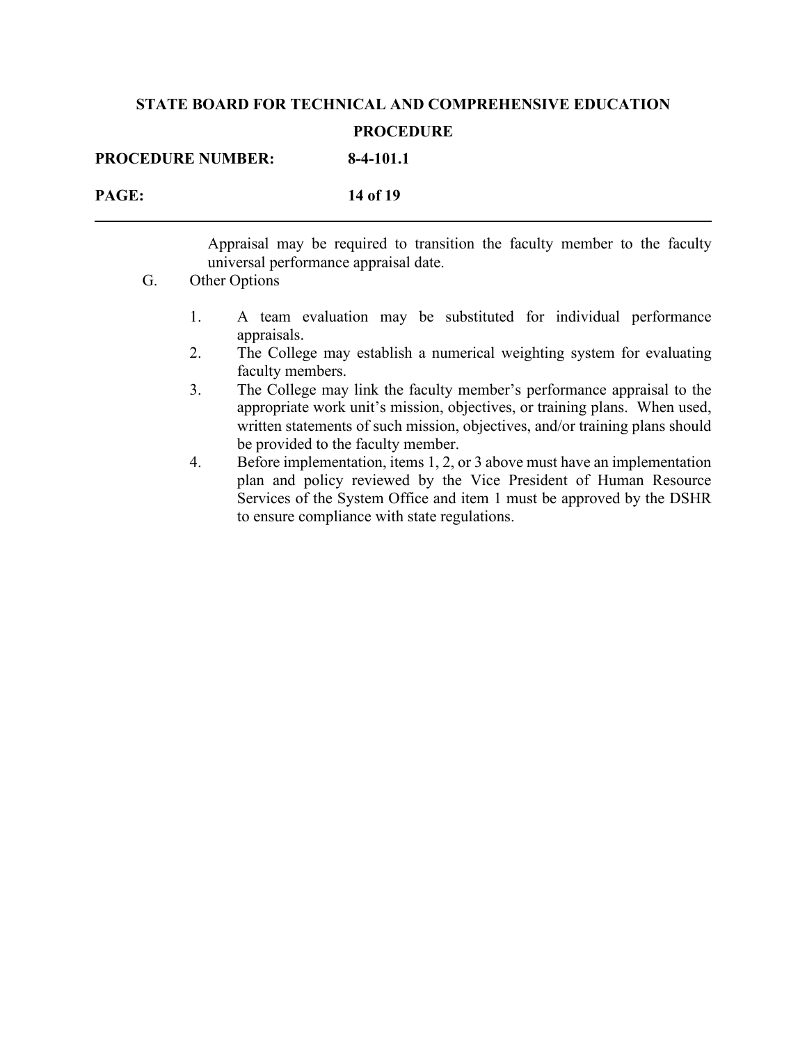Appraisal may be required to transition the faculty member to the faculty universal performance appraisal date.

G. Other Options

1. A team evaluation may be substituted for individual performance appraisals.
2. The College may establish a numerical weighting system for evaluating faculty members.
3. The College may link the faculty member's performance appraisal to the appropriate work unit's mission, objectives, or training plans. When used, written statements of such mission, objectives, and/or training plans should be provided to the faculty member.
4. Before implementation, items 1, 2, or 3 above must have an implementation plan and policy reviewed by the Vice President of Human Resource Services of the System Office and item 1 must be approved by the DSHR to ensure compliance with state regulations.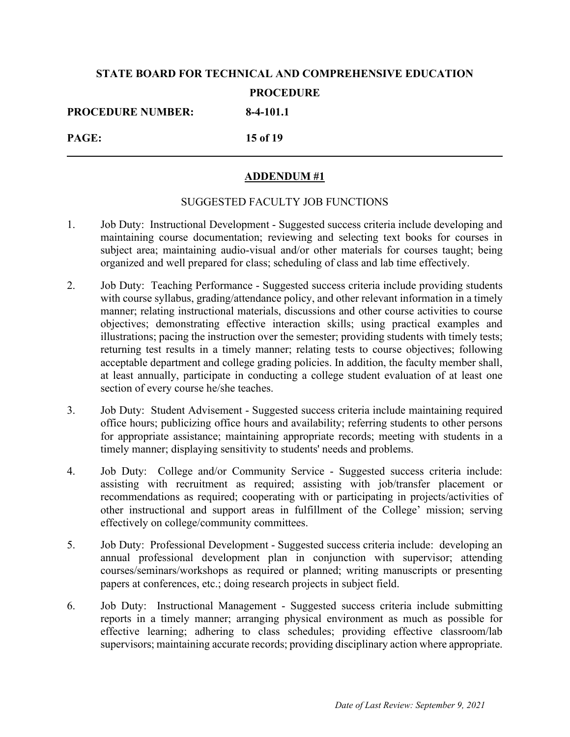## ADDENDUM #1

SUGGESTED FACULTY JOB FUNCTIONS

1. Job Duty: Instructional Development - Suggested success criteria include developing and maintaining course documentation; reviewing and selecting text books for courses in subject area; maintaining audio-visual and/or other materials for courses taught; being organized and well prepared for class; scheduling of class and lab time effectively.

2. Job Duty: Teaching Performance - Suggested success criteria include providing students with course syllabus, grading/attendance policy, and other relevant information in a timely manner; relating instructional materials, discussions and other course activities to course objectives; demonstrating effective interaction skills; using practical examples and illustrations; pacing the instruction over the semester; providing students with timely tests; returning test results in a timely manner; relating tests to course objectives; following acceptable department and college grading policies. In addition, the faculty member shall, at least annually, participate in conducting a college student evaluation of at least one section of every course he/she teaches.

3. Job Duty: Student Advisement - Suggested success criteria include maintaining required office hours; publicizing office hours and availability; referring students to other persons for appropriate assistance; maintaining appropriate records; meeting with students in a timely manner; displaying sensitivity to students' needs and problems.

4. Job Duty: College and/or Community Service - Suggested success criteria include: assisting with recruitment as required; assisting with job/transfer placement or recommendations as required; cooperating with or participating in projects/activities of other instructional and support areas in fulfillment of the College' mission; serving effectively on college/community committees.

5. Job Duty: Professional Development - Suggested success criteria include: developing an annual professional development plan in conjunction with supervisor; attending courses/seminars/workshops as required or planned; writing manuscripts or presenting papers at conferences, etc.; doing research projects in subject field.

6. Job Duty: Instructional Management - Suggested success criteria include submitting reports in a timely manner; arranging physical environment as much as possible for effective learning; adhering to class schedules; providing effective classroom/lab supervisors; maintaining accurate records; providing disciplinary action where appropriate.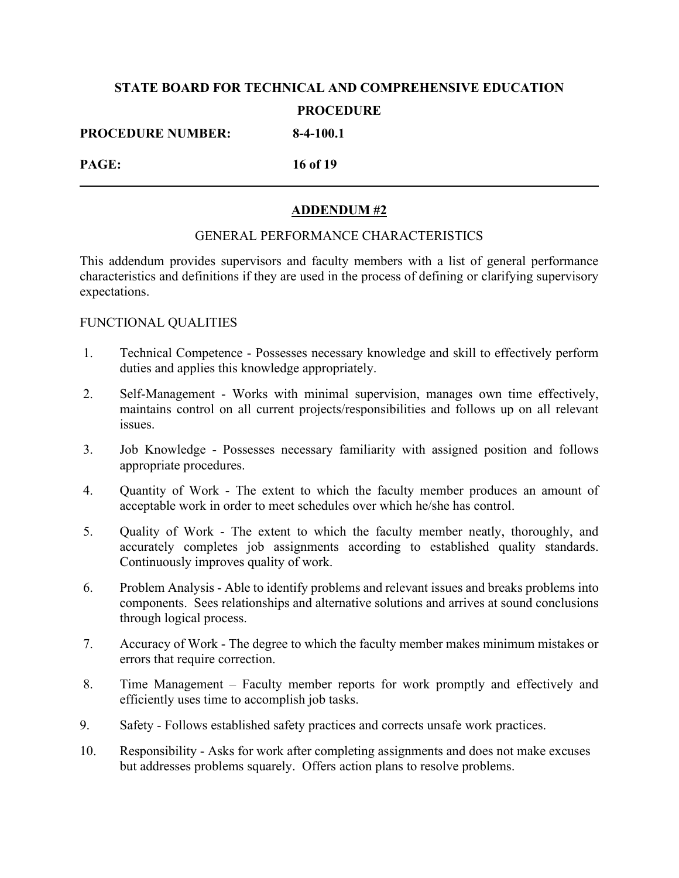## ADDENDUM #2

GENERAL PERFORMANCE CHARACTERISTICS

This addendum provides supervisors and faculty members with a list of general performance characteristics and definitions if they are used in the process of defining or clarifying supervisory expectations.

FUNCTIONAL QUALITIES

1. Technical Competence - Possesses necessary knowledge and skill to effectively perform duties and applies this knowledge appropriately.
2. Self-Management - Works with minimal supervision, manages own time effectively, maintains control on all current projects/responsibilities and follows up on all relevant issues.
3. Job Knowledge - Possesses necessary familiarity with assigned position and follows appropriate procedures.
4. Quantity of Work - The extent to which the faculty member produces an amount of acceptable work in order to meet schedules over which he/she has control.
5. Quality of Work - The extent to which the faculty member neatly, thoroughly, and accurately completes job assignments according to established quality standards. Continuously improves quality of work.
6. Problem Analysis - Able to identify problems and relevant issues and breaks problems into components. Sees relationships and alternative solutions and arrives at sound conclusions through logical process.
7. Accuracy of Work - The degree to which the faculty member makes minimum mistakes or errors that require correction.
8. Time Management – Faculty member reports for work promptly and effectively and efficiently uses time to accomplish job tasks.
9. Safety - Follows established safety practices and corrects unsafe work practices.
10. Responsibility - Asks for work after completing assignments and does not make excuses but addresses problems squarely. Offers action plans to resolve problems.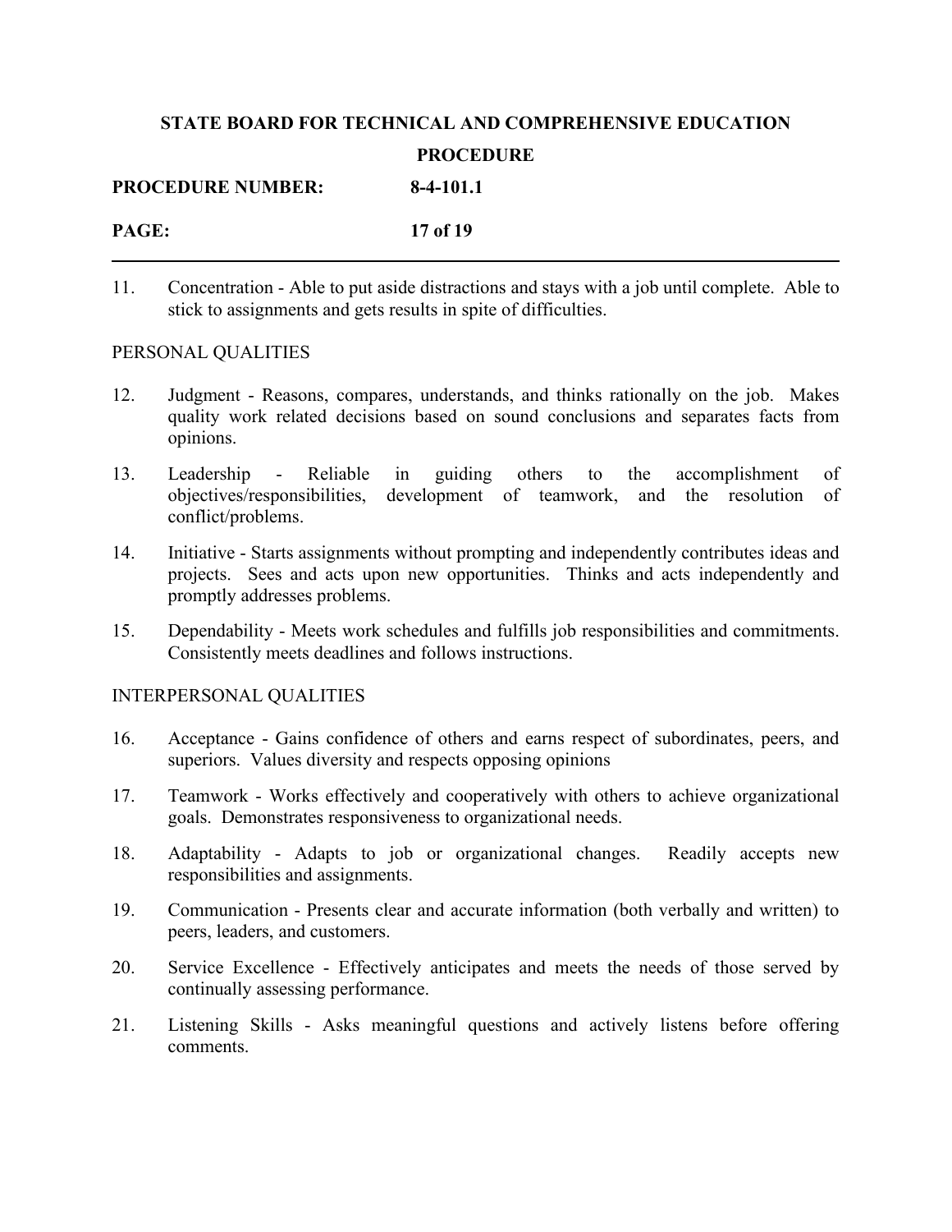11. Concentration - Able to put aside distractions and stays with a job until complete. Able to stick to assignments and gets results in spite of difficulties.

PERSONAL QUALITIES

12. Judgment - Reasons, compares, understands, and thinks rationally on the job. Makes quality work related decisions based on sound conclusions and separates facts from opinions.

13. Leadership - Reliable in guiding others to the accomplishment of objectives/responsibilities, development of teamwork, and the resolution of conflict/problems.

14. Initiative - Starts assignments without prompting and independently contributes ideas and projects. Sees and acts upon new opportunities. Thinks and acts independently and promptly addresses problems.

15. Dependability - Meets work schedules and fulfills job responsibilities and commitments. Consistently meets deadlines and follows instructions.

INTERPERSONAL QUALITIES

16. Acceptance - Gains confidence of others and earns respect of subordinates, peers, and superiors. Values diversity and respects opposing opinions

17. Teamwork - Works effectively and cooperatively with others to achieve organizational goals. Demonstrates responsiveness to organizational needs.

18. Adaptability - Adapts to job or organizational changes. Readily accepts new responsibilities and assignments.

19. Communication - Presents clear and accurate information (both verbally and written) to peers, leaders, and customers.

20. Service Excellence - Effectively anticipates and meets the needs of those served by continually assessing performance.

21. Listening Skills - Asks meaningful questions and actively listens before offering comments.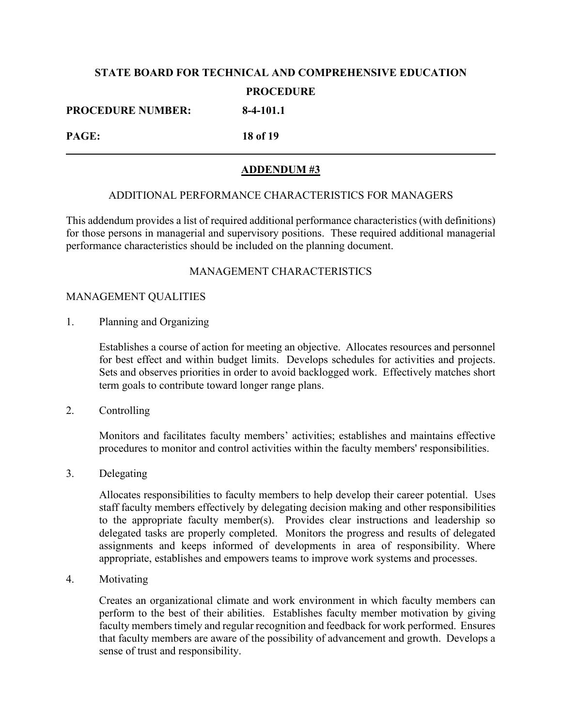## ADDENDUM #3

ADDITIONAL PERFORMANCE CHARACTERISTICS FOR MANAGERS

This addendum provides a list of required additional performance characteristics (with definitions) for those persons in managerial and supervisory positions. These required additional managerial performance characteristics should be included on the planning document.

### MANAGEMENT CHARACTERISTICS

MANAGEMENT QUALITIES

1. Planning and Organizing

   Establishes a course of action for meeting an objective. Allocates resources and personnel for best effect and within budget limits. Develops schedules for activities and projects. Sets and observes priorities in order to avoid backlogged work. Effectively matches short term goals to contribute toward longer range plans.

2. Controlling

   Monitors and facilitates faculty members' activities; establishes and maintains effective procedures to monitor and control activities within the faculty members' responsibilities.

3. Delegating

   Allocates responsibilities to faculty members to help develop their career potential. Uses staff faculty members effectively by delegating decision making and other responsibilities to the appropriate faculty member(s). Provides clear instructions and leadership so delegated tasks are properly completed. Monitors the progress and results of delegated assignments and keeps informed of developments in area of responsibility. Where appropriate, establishes and empowers teams to improve work systems and processes.

4. Motivating

   Creates an organizational climate and work environment in which faculty members can perform to the best of their abilities. Establishes faculty member motivation by giving faculty members timely and regular recognition and feedback for work performed. Ensures that faculty members are aware of the possibility of advancement and growth. Develops a sense of trust and responsibility.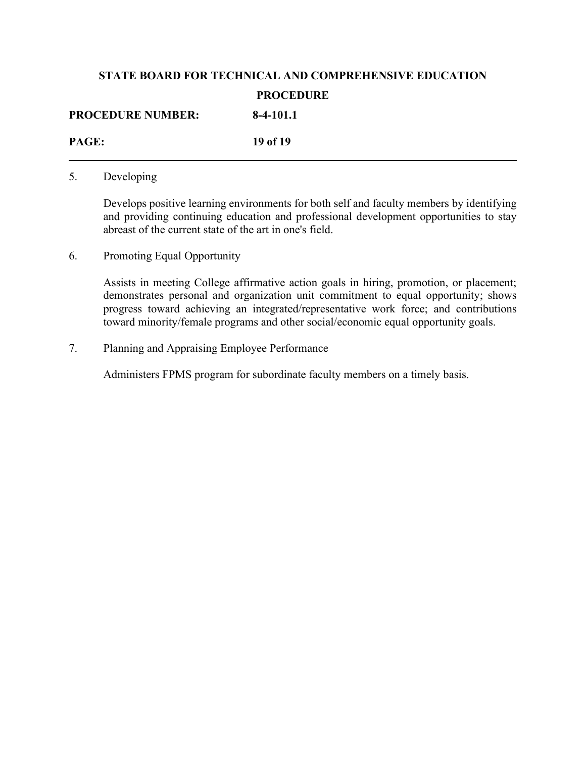5. Developing

   Develops positive learning environments for both self and faculty members by identifying and providing continuing education and professional development opportunities to stay abreast of the current state of the art in one's field.

6. Promoting Equal Opportunity

   Assists in meeting College affirmative action goals in hiring, promotion, or placement; demonstrates personal and organization unit commitment to equal opportunity; shows progress toward achieving an integrated/representative work force; and contributions toward minority/female programs and other social/economic equal opportunity goals.

7. Planning and Appraising Employee Performance

   Administers FPMS program for subordinate faculty members on a timely basis.